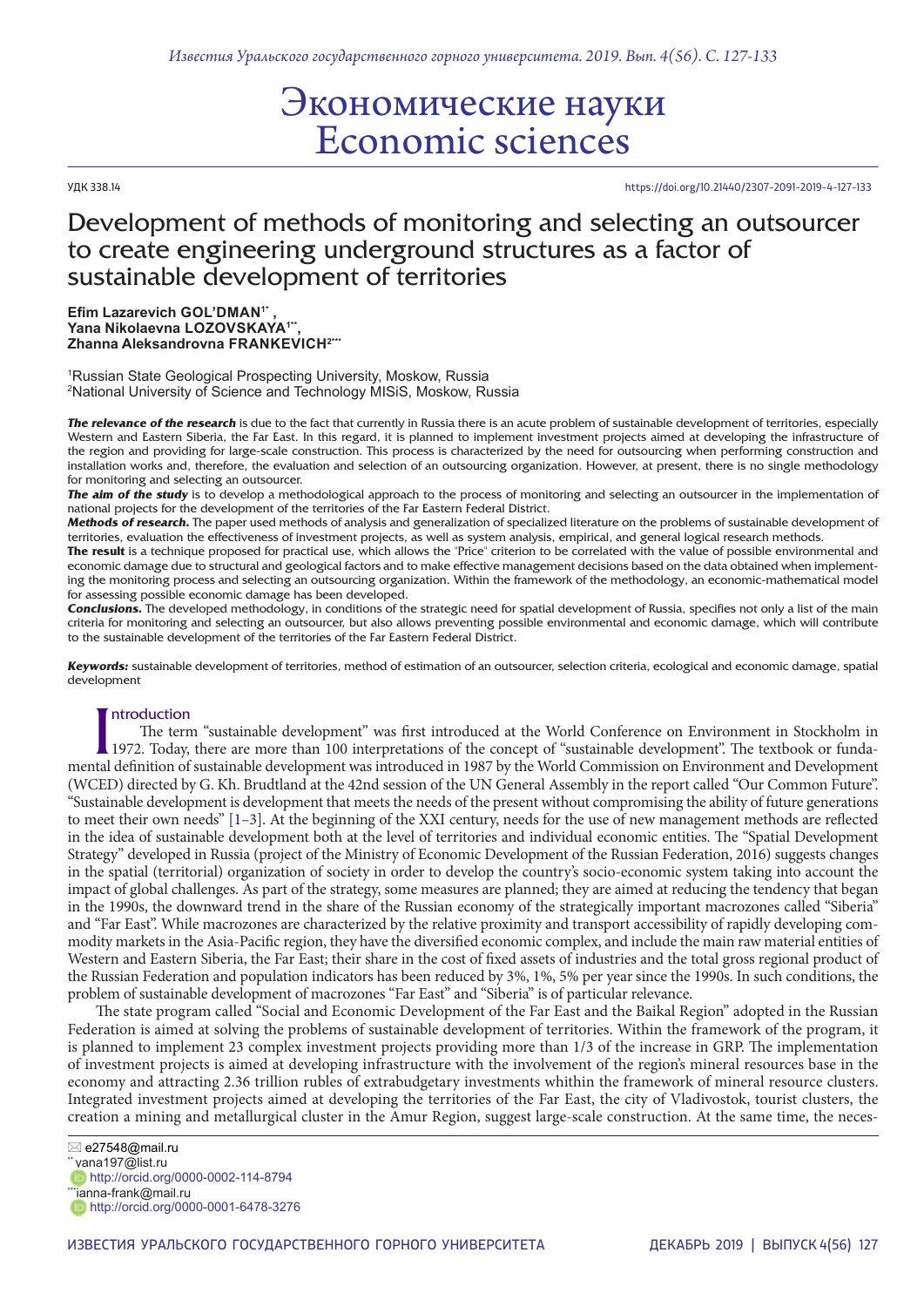# Экономические науки
# Economic sciences

УДК 338.14

https://doi.org/10.21440/2307-2091-2019-4-127-133

## Development of methods of monitoring and selecting an outsourcer to create engineering underground structures as a factor of sustainable development of territories

**Efim Lazarevich GOL'DMAN**[1*], **Yana Nikolaevna LOZOVSKAYA**[1**], **Zhanna Aleksandrovna FRANKEVICH**[2***]

[1]Russian State Geological Prospecting University, Moskow, Russia
[2]National University of Science and Technology MISiS, Moskow, Russia

***The relevance of the research*** is due to the fact that currently in Russia there is an acute problem of sustainable development of territories, especially Western and Eastern Siberia, the Far East. In this regard, it is planned to implement investment projects aimed at developing the infrastructure of the region and providing for large-scale construction. This process is characterized by the need for outsourcing when performing construction and installation works and, therefore, the evaluation and selection of an outsourcing organization. However, at present, there is no single methodology for monitoring and selecting an outsourcer.

***The aim of the study*** is to develop a methodological approach to the process of monitoring and selecting an outsourcer in the implementation of national projects for the development of the territories of the Far Eastern Federal District.

***Methods of research.*** The paper used methods of analysis and generalization of specialized literature on the problems of sustainable development of territories, evaluation the effectiveness of investment projects, as well as system analysis, empirical, and general logical research methods.

**The result** is a technique proposed for practical use, which allows the "Price" criterion to be correlated with the value of possible environmental and economic damage due to structural and geological factors and to make effective management decisions based on the data obtained when implementing the monitoring process and selecting an outsourcing organization. Within the framework of the methodology, an economic-mathematical model for assessing possible economic damage has been developed.

***Conclusions.*** The developed methodology, in conditions of the strategic need for spatial development of Russia, specifies not only a list of the main criteria for monitoring and selecting an outsourcer, but also allows preventing possible environmental and economic damage, which will contribute to the sustainable development of the territories of the Far Eastern Federal District.

***Keywords:*** sustainable development of territories, method of estimation of an outsourcer, selection criteria, ecological and economic damage, spatial development

### Introduction

The term "sustainable development" was first introduced at the World Conference on Environment in Stockholm in 1972. Today, there are more than 100 interpretations of the concept of "sustainable development". The textbook or fundamental definition of sustainable development was introduced in 1987 by the World Commission on Environment and Development (WCED) directed by G. Kh. Brudtland at the 42nd session of the UN General Assembly in the report called "Our Common Future". "Sustainable development is development that meets the needs of the present without compromising the ability of future generations to meet their own needs" [1–3]. At the beginning of the XXI century, needs for the use of new management methods are reflected in the idea of sustainable development both at the level of territories and individual economic entities. The "Spatial Development Strategy" developed in Russia (project of the Ministry of Economic Development of the Russian Federation, 2016) suggests changes in the spatial (territorial) organization of society in order to develop the country's socio-economic system taking into account the impact of global challenges. As part of the strategy, some measures are planned; they are aimed at reducing the tendency that began in the 1990s, the downward trend in the share of the Russian economy of the strategically important macrozones called "Siberia" and "Far East". While macrozones are characterized by the relative proximity and transport accessibility of rapidly developing commodity markets in the Asia-Pacific region, they have the diversified economic complex, and include the main raw material entities of Western and Eastern Siberia, the Far East; their share in the cost of fixed assets of industries and the total gross regional product of the Russian Federation and population indicators has been reduced by 3%, 1%, 5% per year since the 1990s. In such conditions, the problem of sustainable development of macrozones "Far East" and "Siberia" is of particular relevance.

The state program called "Social and Economic Development of the Far East and the Baikal Region" adopted in the Russian Federation is aimed at solving the problems of sustainable development of territories. Within the framework of the program, it is planned to implement 23 complex investment projects providing more than 1/3 of the increase in GRP. The implementation of investment projects is aimed at developing infrastructure with the involvement of the region's mineral resources base in the economy and attracting 2.36 trillion rubles of extrabudgetary investments whithin the framework of mineral resource clusters. Integrated investment projects aimed at developing the territories of the Far East, the city of Vladivostok, tourist clusters, the creation a mining and metallurgical cluster in the Amur Region, suggest large-scale construction. At the same time, the neces-

✉ e27548@mail.ru
** yana197@list.ru
http://orcid.org/0000-0002-114-8794
*** ianna-frank@mail.ru
http://orcid.org/0000-0001-6478-3276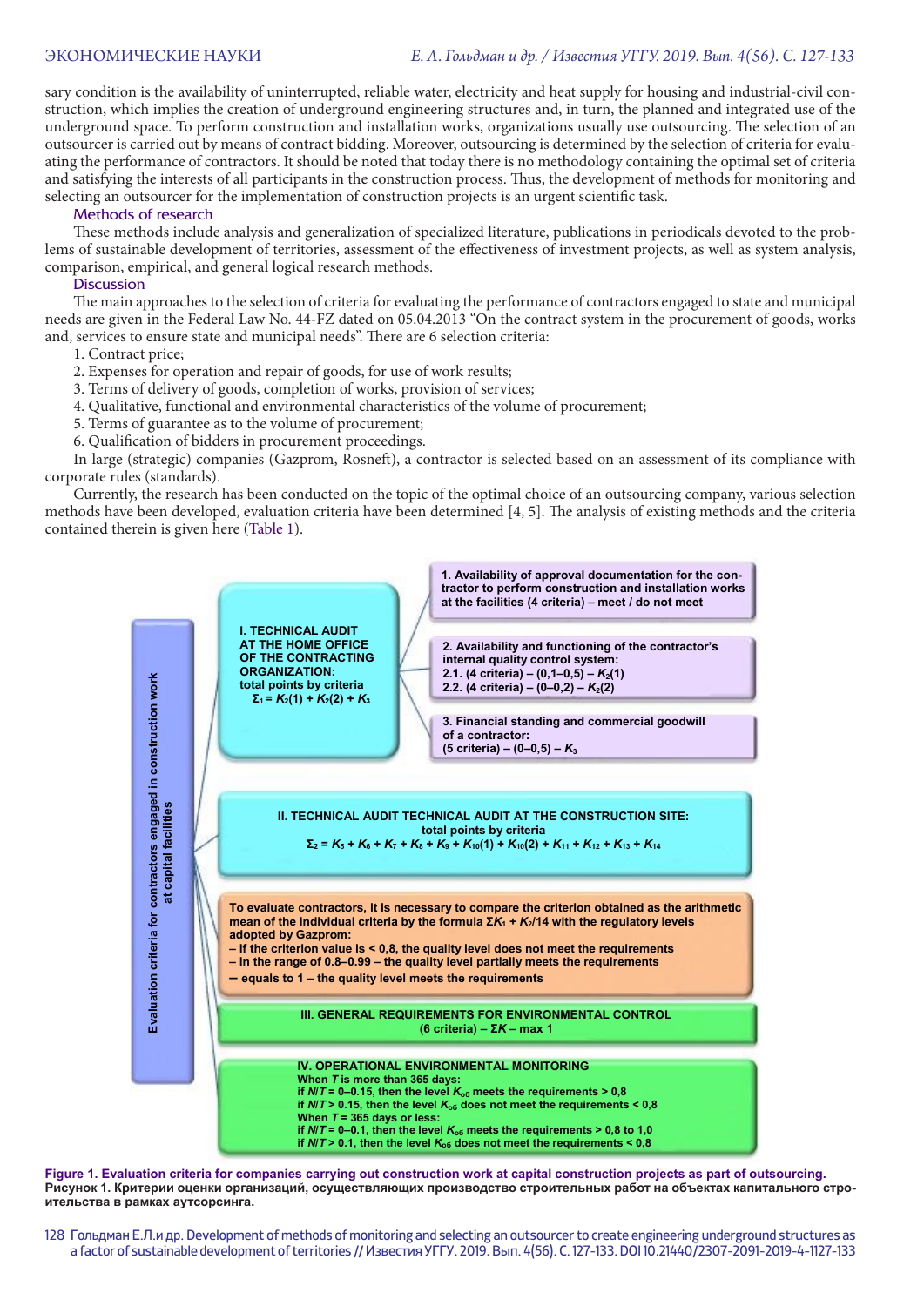sary condition is the availability of uninterrupted, reliable water, electricity and heat supply for housing and industrial-civil construction, which implies the creation of underground engineering structures and, in turn, the planned and integrated use of the underground space. To perform construction and installation works, organizations usually use outsourcing. The selection of an outsourcer is carried out by means of contract bidding. Moreover, outsourcing is determined by the selection of criteria for evaluating the performance of contractors. It should be noted that today there is no methodology containing the optimal set of criteria and satisfying the interests of all participants in the construction process. Thus, the development of methods for monitoring and selecting an outsourcer for the implementation of construction projects is an urgent scientific task.

## Methods of research

These methods include analysis and generalization of specialized literature, publications in periodicals devoted to the problems of sustainable development of territories, assessment of the effectiveness of investment projects, as well as system analysis, comparison, empirical, and general logical research methods.

## Discussion

The main approaches to the selection of criteria for evaluating the performance of contractors engaged to state and municipal needs are given in the Federal Law No. 44-FZ dated on 05.04.2013 "On the contract system in the procurement of goods, works and, services to ensure state and municipal needs". There are 6 selection criteria:

1. Contract price;
2. Expenses for operation and repair of goods, for use of work results;
3. Terms of delivery of goods, completion of works, provision of services;
4. Qualitative, functional and environmental characteristics of the volume of procurement;
5. Terms of guarantee as to the volume of procurement;
6. Qualification of bidders in procurement proceedings.

In large (strategic) companies (Gazprom, Rosneft), a contractor is selected based on an assessment of its compliance with corporate rules (standards).

Currently, the research has been conducted on the topic of the optimal choice of an outsourcing company, various selection methods have been developed, evaluation criteria have been determined [4, 5]. The analysis of existing methods and the criteria contained therein is given here (Table 1).

Evaluation criteria for contractors engaged in construction work at capital facilities

**I. TECHNICAL AUDIT AT THE HOME OFFICE OF THE CONTRACTING ORGANIZATION:** total points by criteria $\Sigma_1 = K_2(1) + K_2(2) + K_3$

1. Availability of approval documentation for the contractor to perform construction and installation works at the facilities (4 criteria) – meet / do not meet
2. Availability and functioning of the contractor's internal quality control system:
   2.1. (4 criteria) – (0,1–0,5) – $K_2(1)$
   2.2. (4 criteria) – (0–0,2) – $K_2(2)$
3. Financial standing and commercial goodwill of a contractor: (5 criteria) – (0–0,5) – $K_3$

**II. TECHNICAL AUDIT TECHNICAL AUDIT AT THE CONSTRUCTION SITE:** total points by criteria
$\Sigma_2 = K_5 + K_6 + K_7 + K_8 + K_9 + K_{10}(1) + K_{10}(2) + K_{11} + K_{12} + K_{13} + K_{14}$

To evaluate contractors, it is necessary to compare the criterion obtained as the arithmetic mean of the individual criteria by the formula $\Sigma K_1 + K_2/14$ with the regulatory levels adopted by Gazprom:
– if the criterion value is < 0,8, the quality level does not meet the requirements
– in the range of 0.8–0.99 – the quality level partially meets the requirements
– equals to 1 – the quality level meets the requirements

**III. GENERAL REQUIREMENTS FOR ENVIRONMENTAL CONTROL** (6 criteria) – $\Sigma K$ – max 1

**IV. OPERATIONAL ENVIRONMENTAL MONITORING**
When $T$ is more than 365 days:
if $N/T$ = 0–0.15, then the level $K_{об}$ meets the requirements > 0,8
if $N/T$ > 0.15, then the level $K_{об}$ does not meet the requirements < 0,8
When $T$ = 365 days or less:
if $N/T$ = 0–0.1, then the level $K_{об}$ meets the requirements > 0,8 to 1,0
if $N/T$ > 0.1, then the level $K_{об}$ does not meet the requirements < 0,8

**Figure 1. Evaluation criteria for companies carrying out construction work at capital construction projects as part of outsourcing.**
**Рисунок 1. Критерии оценки организаций, осуществляющих производство строительных работ на объектах капитального строительства в рамках аутсорсинга.**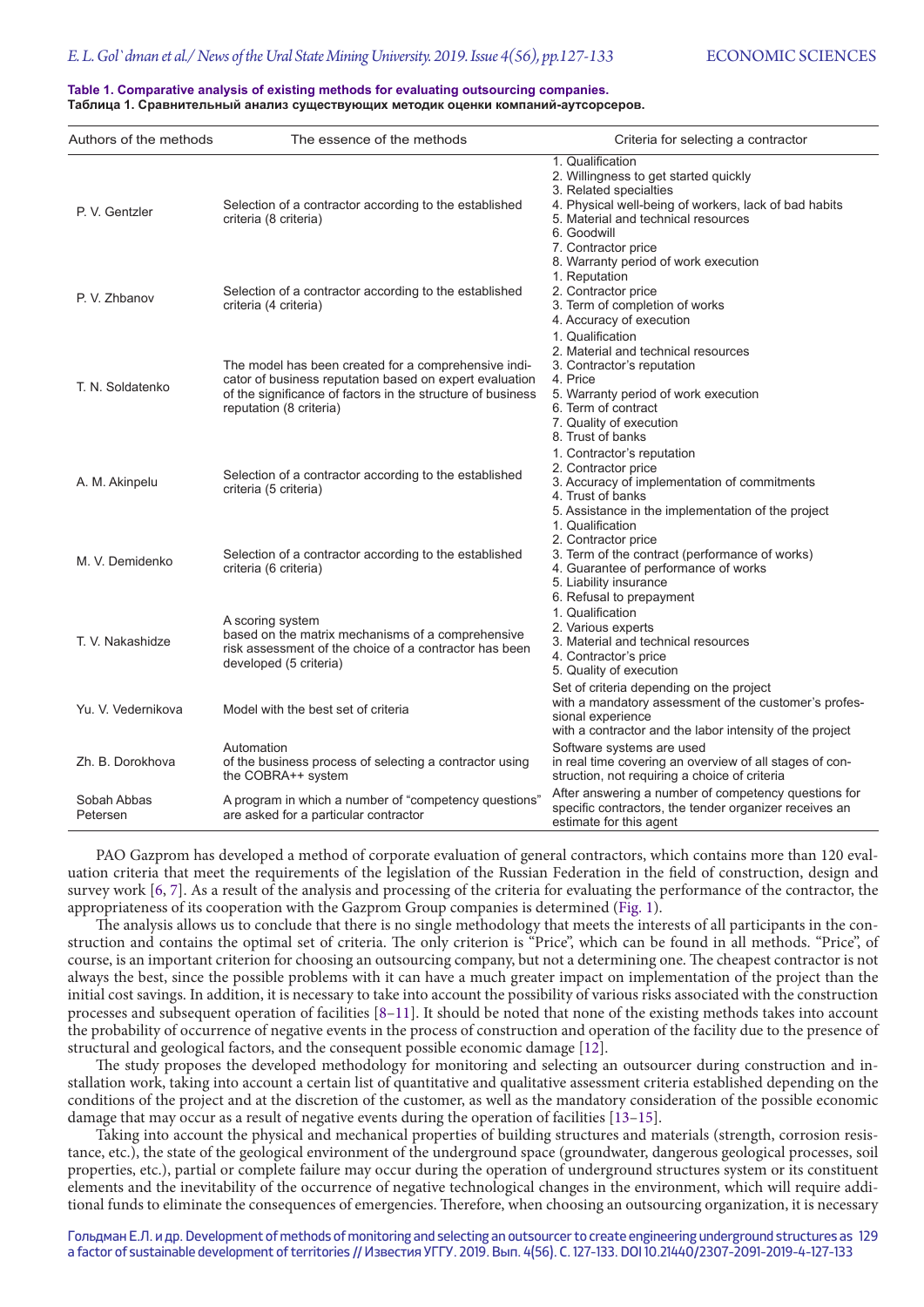**Table 1. Comparative analysis of existing methods for evaluating outsourcing companies.**
**Таблица 1. Сравнительный анализ существующих методик оценки компаний-аутсорсеров.**

| Authors of the methods | The essence of the methods | Criteria for selecting a contractor |
|---|---|---|
| P. V. Gentzler | Selection of a contractor according to the established criteria (8 criteria) | 1. Qualification<br>2. Willingness to get started quickly<br>3. Related specialties<br>4. Physical well-being of workers, lack of bad habits<br>5. Material and technical resources<br>6. Goodwill<br>7. Contractor price<br>8. Warranty period of work execution |
| P. V. Zhbanov | Selection of a contractor according to the established criteria (4 criteria) | 1. Reputation<br>2. Contractor price<br>3. Term of completion of works<br>4. Accuracy of execution |
| T. N. Soldatenko | The model has been created for a comprehensive indicator of business reputation based on expert evaluation of the significance of factors in the structure of business reputation (8 criteria) | 1. Qualification<br>2. Material and technical resources<br>3. Contractor's reputation<br>4. Price<br>5. Warranty period of work execution<br>6. Term of contract<br>7. Quality of execution<br>8. Trust of banks |
| A. M. Akinpelu | Selection of a contractor according to the established criteria (5 criteria) | 1. Contractor's reputation<br>2. Contractor price<br>3. Accuracy of implementation of commitments<br>4. Trust of banks<br>5. Assistance in the implementation of the project |
| M. V. Demidenko | Selection of a contractor according to the established criteria (6 criteria) | 1. Qualification<br>2. Contractor price<br>3. Term of the contract (performance of works)<br>4. Guarantee of performance of works<br>5. Liability insurance<br>6. Refusal to prepayment |
| T. V. Nakashidze | A scoring system based on the matrix mechanisms of a comprehensive risk assessment of the choice of a contractor has been developed (5 criteria) | 1. Qualification<br>2. Various experts<br>3. Material and technical resources<br>4. Contractor's price<br>5. Quality of execution |
| Yu. V. Vedernikova | Model with the best set of criteria | Set of criteria depending on the project with a mandatory assessment of the customer's professional experience with a contractor and the labor intensity of the project |
| Zh. B. Dorokhova | Automation of the business process of selecting a contractor using the COBRA++ system | Software systems are used in real time covering an overview of all stages of construction, not requiring a choice of criteria |
| Sobah Abbas Petersen | A program in which a number of "competency questions" are asked for a particular contractor | After answering a number of competency questions for specific contractors, the tender organizer receives an estimate for this agent |

PAO Gazprom has developed a method of corporate evaluation of general contractors, which contains more than 120 evaluation criteria that meet the requirements of the legislation of the Russian Federation in the field of construction, design and survey work [6, 7]. As a result of the analysis and processing of the criteria for evaluating the performance of the contractor, the appropriateness of its cooperation with the Gazprom Group companies is determined (Fig. 1).

The analysis allows us to conclude that there is no single methodology that meets the interests of all participants in the construction and contains the optimal set of criteria. The only criterion is "Price", which can be found in all methods. "Price", of course, is an important criterion for choosing an outsourcing company, but not a determining one. The cheapest contractor is not always the best, since the possible problems with it can have a much greater impact on implementation of the project than the initial cost savings. In addition, it is necessary to take into account the possibility of various risks associated with the construction processes and subsequent operation of facilities [8–11]. It should be noted that none of the existing methods takes into account the probability of occurrence of negative events in the process of construction and operation of the facility due to the presence of structural and geological factors, and the consequent possible economic damage [12].

The study proposes the developed methodology for monitoring and selecting an outsourcer during construction and installation work, taking into account a certain list of quantitative and qualitative assessment criteria established depending on the conditions of the project and at the discretion of the customer, as well as the mandatory consideration of the possible economic damage that may occur as a result of negative events during the operation of facilities [13–15].

Taking into account the physical and mechanical properties of building structures and materials (strength, corrosion resistance, etc.), the state of the geological environment of the underground space (groundwater, dangerous geological processes, soil properties, etc.), partial or complete failure may occur during the operation of underground structures system or its constituent elements and the inevitability of the occurrence of negative technological changes in the environment, which will require additional funds to eliminate the consequences of emergencies. Therefore, when choosing an outsourcing organization, it is necessary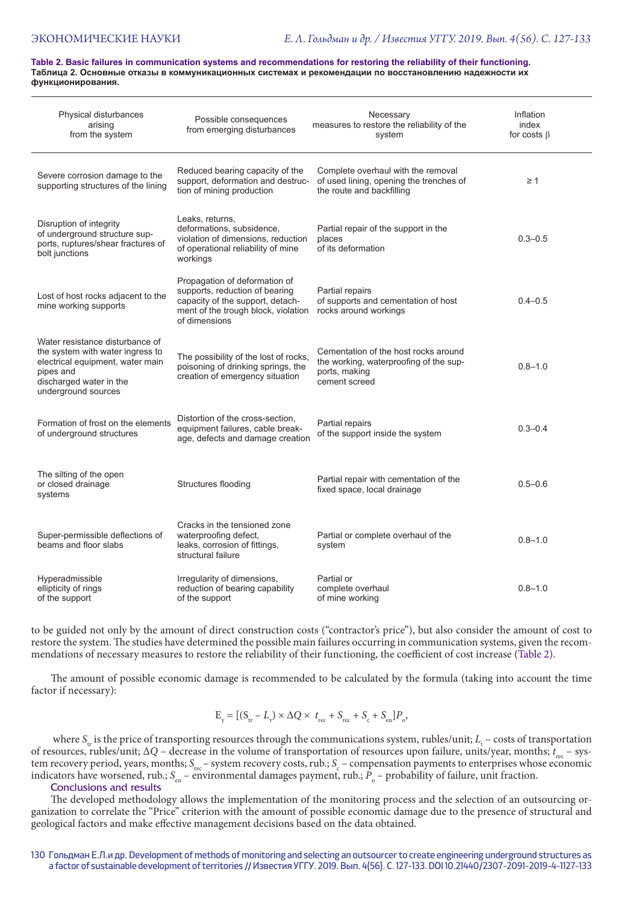**Table 2. Basic failures in communication systems and recommendations for restoring the reliability of their functioning.**
**Таблица 2. Основные отказы в коммуникационных системах и рекомендации по восстановлению надежности их функционирования.**

| Physical disturbances arising from the system | Possible consequences from emerging disturbances | Necessary measures to restore the reliability of the system | Inflation index for costs β |
|---|---|---|---|
| Severe corrosion damage to the supporting structures of the lining | Reduced bearing capacity of the support, deformation and destruction of mining production | Complete overhaul with the removal of used lining, opening the trenches of the route and backfilling | ≥ 1 |
| Disruption of integrity of underground structure supports, ruptures/shear fractures of bolt junctions | Leaks, returns, deformations, subsidence, violation of dimensions, reduction of operational reliability of mine workings | Partial repair of the support in the places of its deformation | 0.3–0.5 |
| Lost of host rocks adjacent to the mine working supports | Propagation of deformation of supports, reduction of bearing capacity of the support, detachment of the trough block, violation of dimensions | Partial repairs of supports and cementation of host rocks around workings | 0.4–0.5 |
| Water resistance disturbance of the system with water ingress to electrical equipment, water main pipes and discharged water in the underground sources | The possibility of the lost of rocks, poisoning of drinking springs, the creation of emergency situation | Cementation of the host rocks around the working, waterproofing of the supports, making cement screed | 0.8–1.0 |
| Formation of frost on the elements of underground structures | Distortion of the cross-section, equipment failures, cable breakage, defects and damage creation | Partial repairs of the support inside the system | 0.3–0.4 |
| The silting of the open or closed drainage systems | Structures flooding | Partial repair with cementation of the fixed space, local drainage | 0.5–0.6 |
| Super-permissible deflections of beams and floor slabs | Cracks in the tensioned zone waterproofing defect, leaks, corrosion of fittings, structural failure | Partial or complete overhaul of the system | 0.8–1.0 |
| Hyperadmissible ellipticity of rings of the support | Irregularity of dimensions, reduction of bearing capability of the support | Partial or complete overhaul of mine working | 0.8–1.0 |

to be guided not only by the amount of direct construction costs ("contractor's price"), but also consider the amount of cost to restore the system. The studies have determined the possible main failures occurring in communication systems, given the recommendations of necessary measures to restore the reliability of their functioning, the coefficient of cost increase (Table 2).

The amount of possible economic damage is recommended to be calculated by the formula (taking into account the time factor if necessary):

$$E_y = [(S_{tr} - L_r) \times \Delta Q \times t_{rec} + S_{rec} + S_c + S_{en}]P_o,$$

where $S_{tr}$ is the price of transporting resources through the communications system, rubles/unit; $L_t$ – costs of transportation of resources, rubles/unit; $\Delta Q$ – decrease in the volume of transportation of resources upon failure, units/year, months; $t_{rec}$ – system recovery period, years, months; $S_{rec}$ – system recovery costs, rub.; $S_c$ – compensation payments to enterprises whose economic indicators have worsened, rub.; $S_{en}$ – environmental damages payment, rub.; $P_o$ – probability of failure, unit fraction.

## Conclusions and results

The developed methodology allows the implementation of the monitoring process and the selection of an outsourcing organization to correlate the "Price" criterion with the amount of possible economic damage due to the presence of structural and geological factors and make effective management decisions based on the data obtained.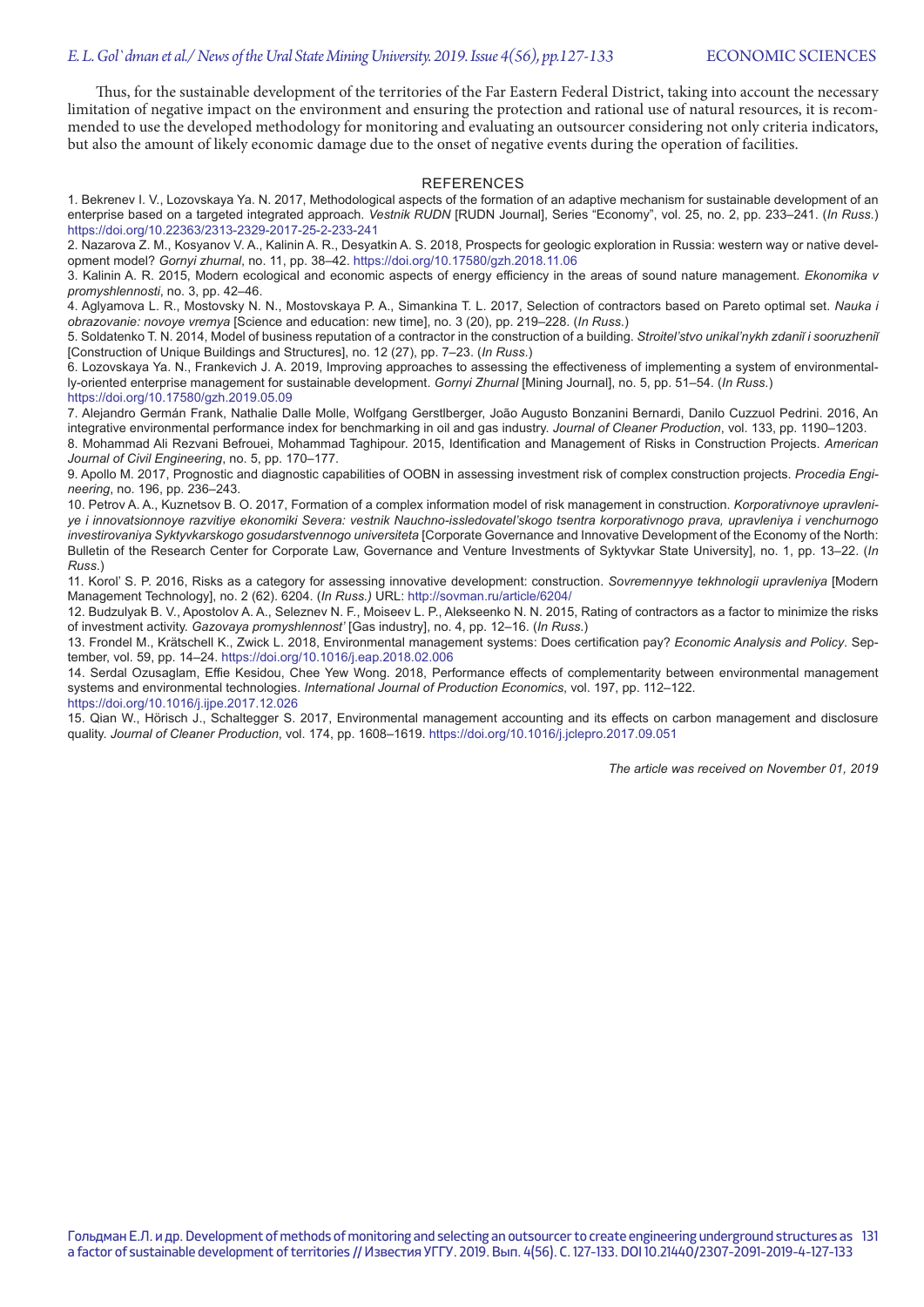Thus, for the sustainable development of the territories of the Far Eastern Federal District, taking into account the necessary limitation of negative impact on the environment and ensuring the protection and rational use of natural resources, it is recommended to use the developed methodology for monitoring and evaluating an outsourcer considering not only criteria indicators, but also the amount of likely economic damage due to the onset of negative events during the operation of facilities.

## REFERENCES

1. Bekrenev I. V., Lozovskaya Ya. N. 2017, Methodological aspects of the formation of an adaptive mechanism for sustainable development of an enterprise based on a targeted integrated approach. *Vestnik RUDN* [RUDN Journal], Series "Economy", vol. 25, no. 2, pp. 233–241. (*In Russ.*) https://doi.org/10.22363/2313-2329-2017-25-2-233-241

2. Nazarova Z. M., Kosyanov V. A., Kalinin A. R., Desyatkin A. S. 2018, Prospects for geologic exploration in Russia: western way or native development model? *Gornyi zhurnal*, no. 11, pp. 38–42. https://doi.org/10.17580/gzh.2018.11.06

3. Kalinin A. R. 2015, Modern ecological and economic aspects of energy efficiency in the areas of sound nature management. *Ekonomika v promyshlennosti*, no. 3, pp. 42–46.

4. Aglyamova L. R., Mostovsky N. N., Mostovskaya P. A., Simankina T. L. 2017, Selection of contractors based on Pareto optimal set. *Nauka i obrazovanie: novoye vremya* [Science and education: new time], no. 3 (20), pp. 219–228. (*In Russ.*)

5. Soldatenko T. N. 2014, Model of business reputation of a contractor in the construction of a building. *Stroitel'stvo unikal'nykh zdaniĭ i sooruzheniĭ* [Construction of Unique Buildings and Structures], no. 12 (27), pp. 7–23. (*In Russ.*)

6. Lozovskaya Ya. N., Frankevich J. A. 2019, Improving approaches to assessing the effectiveness of implementing a system of environmentally-oriented enterprise management for sustainable development. *Gornyi Zhurnal* [Mining Journal], no. 5, pp. 51–54. (*In Russ.*) https://doi.org/10.17580/gzh.2019.05.09

7. Alejandro Germán Frank, Nathalie Dalle Molle, Wolfgang Gerstlberger, João Augusto Bonzanini Bernardi, Danilo Cuzzuol Pedrini. 2016, An integrative environmental performance index for benchmarking in oil and gas industry. *Journal of Cleaner Production*, vol. 133, pp. 1190–1203.

8. Mohammad Ali Rezvani Befrouei, Mohammad Taghipour. 2015, Identification and Management of Risks in Construction Projects. *American Journal of Civil Engineering*, no. 5, pp. 170–177.

9. Apollo M. 2017, Prognostic and diagnostic capabilities of OOBN in assessing investment risk of complex construction projects. *Procedia Engineering*, no. 196, pp. 236–243.

10. Petrov A. A., Kuznetsov B. O. 2017, Formation of a complex information model of risk management in construction. *Korporativnoye upravleniye i innovatsionnoye razvitiye ekonomiki Severa: vestnik Nauchno-issledovatel'skogo tsentra korporativnogo prava, upravleniya i venchurnogo investirovaniya Syktyvkarskogo gosudarstvennogo universiteta* [Corporate Governance and Innovative Development of the Economy of the North: Bulletin of the Research Center for Corporate Law, Governance and Venture Investments of Syktyvkar State University], no. 1, pp. 13–22. (*In Russ.*)

11. Korol' S. P. 2016, Risks as a category for assessing innovative development: construction. *Sovremennyye tekhnologii upravleniya* [Modern Management Technology], no. 2 (62). 6204. (*In Russ.)* URL: http://sovman.ru/article/6204/

12. Budzulyak B. V., Apostolov A. A., Seleznev N. F., Moiseev L. P., Alekseenko N. N. 2015, Rating of contractors as a factor to minimize the risks of investment activity. *Gazovaya promyshlennost'* [Gas industry], no. 4, pp. 12–16. (*In Russ.*)

13. Frondel M., Krätschell K., Zwick L. 2018, Environmental management systems: Does certification pay? *Economic Analysis and Policy*. September, vol. 59, pp. 14–24. https://doi.org/10.1016/j.eap.2018.02.006

14. Serdal Ozusaglam, Effie Kesidou, Chee Yew Wong. 2018, Performance effects of complementarity between environmental management systems and environmental technologies. *International Journal of Production Economics*, vol. 197, pp. 112–122. https://doi.org/10.1016/j.ijpe.2017.12.026

15. Qian W., Hörisch J., Schaltegger S. 2017, Environmental management accounting and its effects on carbon management and disclosure quality. *Journal of Cleaner Production*, vol. 174, pp. 1608–1619. https://doi.org/10.1016/j.jclepro.2017.09.051

*The article was received on November 01, 2019*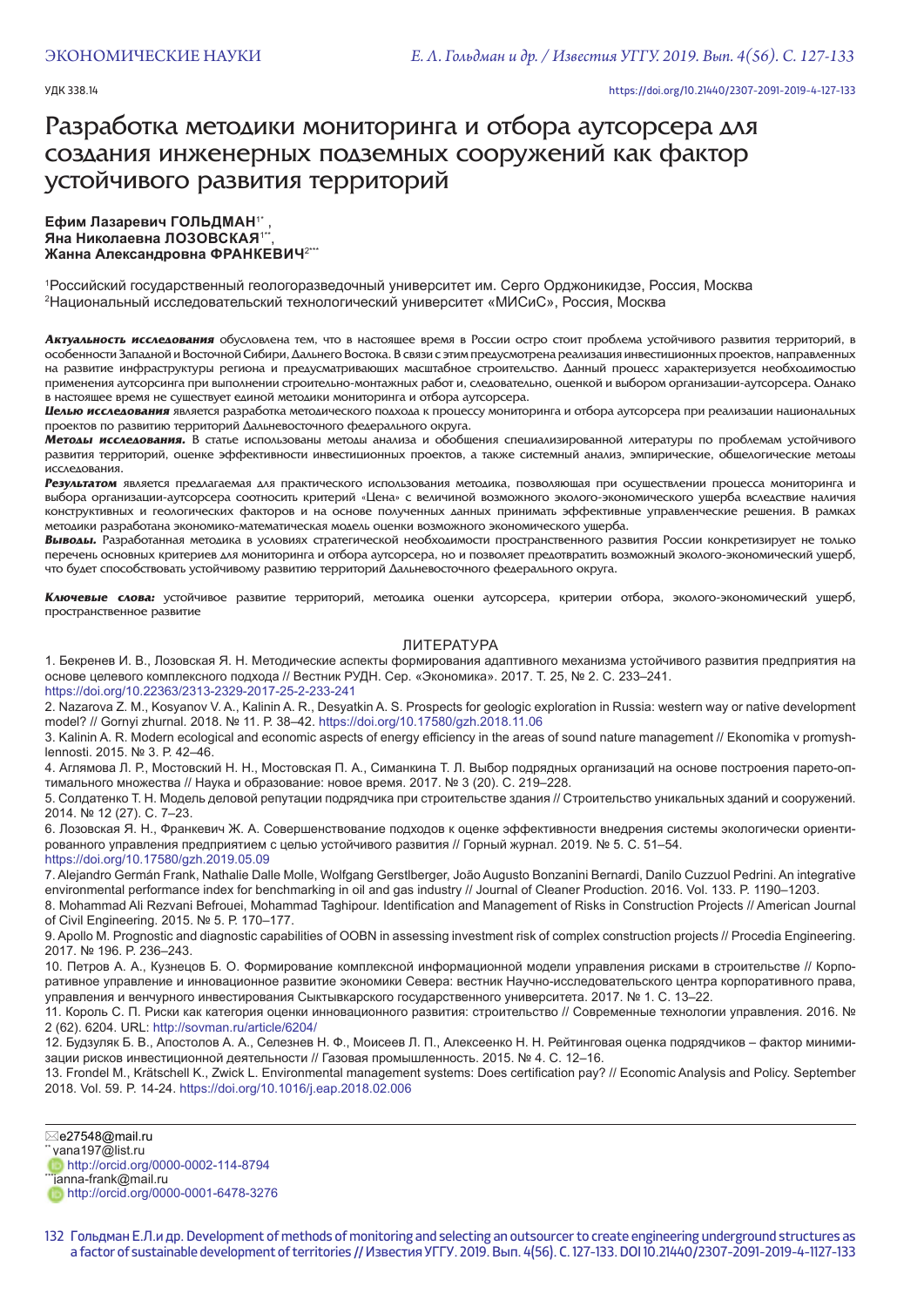УДК 338.14

https://doi.org/10.21440/2307-2091-2019-4-127-133

# Разработка методики мониторинга и отбора аутсорсера для создания инженерных подземных сооружений как фактор устойчивого развития территорий

**Ефим Лазаревич ГОЛЬДМАН**[1*], **Яна Николаевна ЛОЗОВСКАЯ**[1**], **Жанна Александровна ФРАНКЕВИЧ**[2***]

[1]Российский государственный геологоразведочный университет им. Серго Орджоникидзе, Россия, Москва
[2]Национальный исследовательский технологический университет «МИСиС», Россия, Москва

***Актуальность исследования*** обусловлена тем, что в настоящее время в России остро стоит проблема устойчивого развития территорий, в особенности Западной и Восточной Сибири, Дальнего Востока. В связи с этим предусмотрена реализация инвестиционных проектов, направленных на развитие инфраструктуры региона и предусматривающих масштабное строительство. Данный процесс характеризуется необходимостью применения аутсорсинга при выполнении строительно-монтажных работ и, следовательно, оценкой и выбором организации-аутсорсера. Однако в настоящее время не существует единой методики мониторинга и отбора аутсорсера.

***Целью исследования*** является разработка методического подхода к процессу мониторинга и отбора аутсорсера при реализации национальных проектов по развитию территорий Дальневосточного федерального округа.

***Методы исследования.*** В статье использованы методы анализа и обобщения специализированной литературы по проблемам устойчивого развития территорий, оценке эффективности инвестиционных проектов, а также системный анализ, эмпирические, общелогические методы исследования.

***Результатом*** является предлагаемая для практического использования методика, позволяющая при осуществлении процесса мониторинга и выбора организации-аутсорсера соотносить критерий «Цена» с величиной возможного эколого-экономического ущерба вследствие наличия конструктивных и геологических факторов и на основе полученных данных принимать эффективные управленческие решения. В рамках методики разработана экономико-математическая модель оценки возможного экономического ущерба.

***Выводы.*** Разработанная методика в условиях стратегической необходимости пространственного развития России конкретизирует не только перечень основных критериев для мониторинга и отбора аутсорсера, но и позволяет предотвратить возможный эколого-экономический ущерб, что будет способствовать устойчивому развитию территорий Дальневосточного федерального округа.

***Ключевые слова:*** устойчивое развитие территорий, методика оценки аутсорсера, критерии отбора, эколого-экономический ущерб, пространственное развитие

## ЛИТЕРАТУРА

1. Бекренев И. В., Лозовская Я. Н. Методические аспекты формирования адаптивного механизма устойчивого развития предприятия на основе целевого комплексного подхода // Вестник РУДН. Сер. «Экономика». 2017. Т. 25, № 2. С. 233–241. https://doi.org/10.22363/2313-2329-2017-25-2-233-241
2. Nazarova Z. M., Kosyanov V. A., Kalinin A. R., Desyatkin A. S. Prospects for geologic exploration in Russia: western way or native development model? // Gornyi zhurnal. 2018. № 11. P. 38–42. https://doi.org/10.17580/gzh.2018.11.06
3. Kalinin A. R. Modern ecological and economic aspects of energy efficiency in the areas of sound nature management // Ekonomika v promyshlennosti. 2015. № 3. P. 42–46.
4. Аглямова Л. Р., Мостовский Н. Н., Мостовская П. А., Симанкина Т. Л. Выбор подрядных организаций на основе построения парето-оптимального множества // Наука и образование: новое время. 2017. № 3 (20). С. 219–228.
5. Солдатенко Т. Н. Модель деловой репутации подрядчика при строительстве здания // Строительство уникальных зданий и сооружений. 2014. № 12 (27). С. 7–23.
6. Лозовская Я. Н., Франкевич Ж. А. Совершенствование подходов к оценке эффективности внедрения системы экологически ориентированного управления предприятием с целью устойчивого развития // Горный журнал. 2019. № 5. С. 51–54. https://doi.org/10.17580/gzh.2019.05.09
7. Alejandro Germán Frank, Nathalie Dalle Molle, Wolfgang Gerstlberger, João Augusto Bonzanini Bernardi, Danilo Cuzzuol Pedrini. An integrative environmental performance index for benchmarking in oil and gas industry // Journal of Cleaner Production. 2016. Vol. 133. P. 1190–1203.
8. Mohammad Ali Rezvani Befrouei, Mohammad Taghipour. Identification and Management of Risks in Construction Projects // American Journal of Civil Engineering. 2015. № 5. P. 170–177.
9. Apollo M. Prognostic and diagnostic capabilities of OOBN in assessing investment risk of complex construction projects // Procedia Engineering. 2017. № 196. P. 236–243.
10. Петров А. А., Кузнецов Б. О. Формирование комплексной информационной модели управления рисками в строительстве // Корпоративное управление и инновационное развитие экономики Севера: вестник Научно-исследовательского центра корпоративного права, управления и венчурного инвестирования Сыктывкарского государственного университета. 2017. № 1. С. 13–22.
11. Король С. П. Риски как категория оценки инновационного развития: строительство // Современные технологии управления. 2016. № 2 (62). 6204. URL: http://sovman.ru/article/6204/
12. Будзуляк Б. В., Апостолов А. А., Селезнев Н. Ф., Моисеев Л. П., Алексеенко Н. Н. Рейтинговая оценка подрядчиков – фактор минимизации рисков инвестиционной деятельности // Газовая промышленность. 2015. № 4. С. 12–16.
13. Frondel M., Krätschell K., Zwick L. Environmental management systems: Does certification pay? // Economic Analysis and Policy. September 2018. Vol. 59. P. 14-24. https://doi.org/10.1016/j.eap.2018.02.006

---

*e27548@mail.ru
**yana197@list.ru
http://orcid.org/0000-0002-114-8794
***janna-frank@mail.ru
http://orcid.org/0000-0001-6478-3276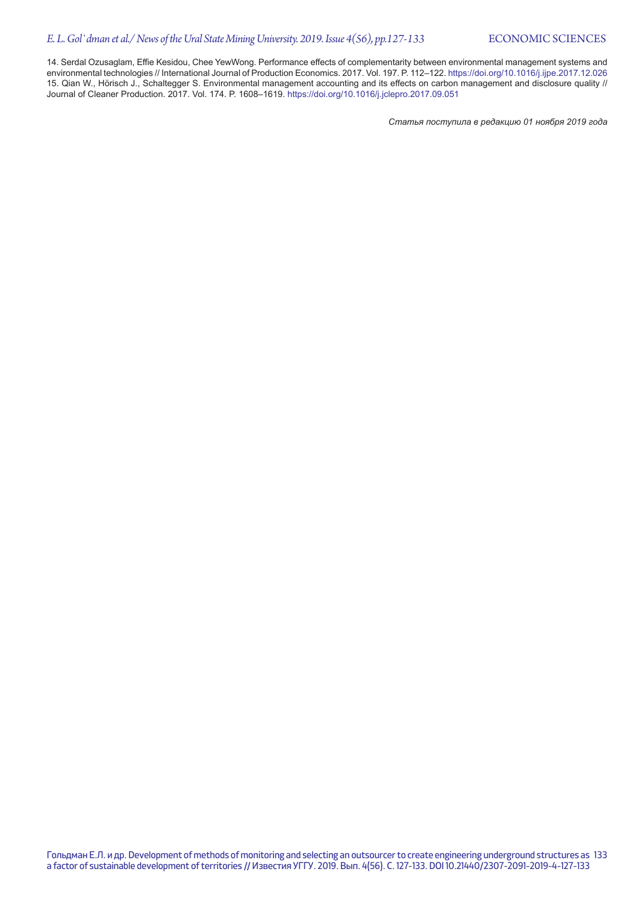14. Serdal Ozusaglam, Effie Kesidou, Chee YewWong. Performance effects of complementarity between environmental management systems and environmental technologies // International Journal of Production Economics. 2017. Vol. 197. P. 112–122. https://doi.org/10.1016/j.ijpe.2017.12.026
15. Qian W., Hörisch J., Schaltegger S. Environmental management accounting and its effects on carbon management and disclosure quality // Journal of Cleaner Production. 2017. Vol. 174. P. 1608–1619. https://doi.org/10.1016/j.jclepro.2017.09.051

*Статья поступила в редакцию 01 ноября 2019 года*